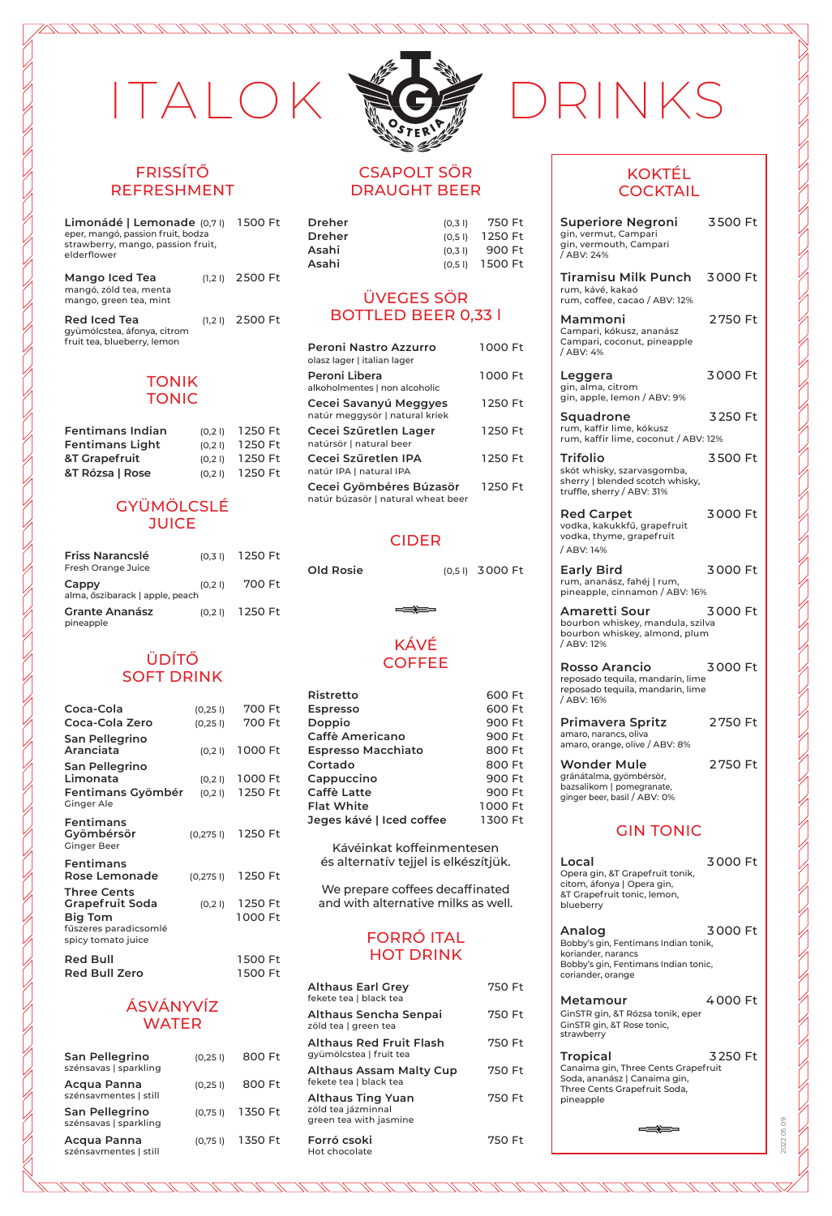# ITALOK DRINKS

## FRISSÍTŐ
## REFRESHMENT

**Limonádé | Lemonade** (0,7 l) 1500 Ft
eper, mangó, passion fruit, bodza
strawberry, mango, passion fruit, elderflower

**Mango Iced Tea** (1,2 l) 2500 Ft
mangó, zöld tea, menta
mango, green tea, mint

**Red Iced Tea** (1,2 l) 2500 Ft
gyümölcstea, áfonya, citrom
fruit tea, blueberry, lemon

## TONIK
## TONIC

| | | |
|---|---|---|
| **Fentimans Indian** | (0,2 l) | 1250 Ft |
| **Fentimans Light** | (0,2 l) | 1250 Ft |
| **&T Grapefruit** | (0,2 l) | 1250 Ft |
| **&T Rózsa \| Rose** | (0,2 l) | 1250 Ft |

## GYÜMÖLCSLÉ
## JUICE

**Friss Narancslé** (0,3 l) 1250 Ft
Fresh Orange Juice

**Cappy** (0,2 l) 700 Ft
alma, őszibarack | apple, peach

**Grante Ananász** (0,2 l) 1250 Ft
pineapple

## ÜDÍTŐ
## SOFT DRINK

**Coca-Cola** (0,25 l) 700 Ft
**Coca-Cola Zero** (0,25 l) 700 Ft
**San Pellegrino Aranciata** (0,2 l) 1000 Ft
**San Pellegrino Limonata** (0,2 l) 1000 Ft
**Fentimans Gyömbér** (0,2 l) 1250 Ft
Ginger Ale
**Fentimans Gyömbérsör** (0,275 l) 1250 Ft
Ginger Beer
**Fentimans Rose Lemonade** (0,275 l) 1250 Ft
**Three Cents Grapefruit Soda** (0,2 l) 1250 Ft
**Big Tom** 1000 Ft
fűszeres paradicsomlé
spicy tomato juice
**Red Bull** 1500 Ft
**Red Bull Zero** 1500 Ft

## ÁSVÁNYVÍZ
## WATER

**San Pellegrino** (0,25 l) 800 Ft
szénsavas | sparkling
**Acqua Panna** (0,25 l) 800 Ft
szénsavmentes | still
**San Pellegrino** (0,75 l) 1350 Ft
szénsavas | sparkling
**Acqua Panna** (0,75 l) 1350 Ft
szénsavmentes | still

## CSAPOLT SÖR
## DRAUGHT BEER

| | | |
|---|---|---|
| **Dreher** | (0,3 l) | 750 Ft |
| **Dreher** | (0,5 l) | 1250 Ft |
| **Asahi** | (0,3 l) | 900 Ft |
| **Asahi** | (0,5 l) | 1500 Ft |

## ÜVEGES SÖR
## BOTTLED BEER 0,33 l

**Peroni Nastro Azzurro** 1000 Ft
olasz lager | italian lager
**Peroni Libera** 1000 Ft
alkoholmentes | non alcoholic
**Cecei Savanyú Meggyes** 1250 Ft
natúr meggysör | natural kriek
**Cecei Szűretlen Lager** 1250 Ft
natúrsör | natural beer
**Cecei Szűretlen IPA** 1250 Ft
natúr IPA | natural IPA
**Cecei Gyömbéres Búzasör** 1250 Ft
natúr búzasör | natural wheat beer

## CIDER

**Old Rosie** (0,5 l) 3000 Ft

## KÁVÉ
## COFFEE

| | |
|---|---|
| **Ristretto** | 600 Ft |
| **Espresso** | 600 Ft |
| **Doppio** | 900 Ft |
| **Caffè Americano** | 900 Ft |
| **Espresso Macchiato** | 800 Ft |
| **Cortado** | 800 Ft |
| **Cappuccino** | 900 Ft |
| **Caffè Latte** | 900 Ft |
| **Flat White** | 1000 Ft |
| **Jeges kávé \| Iced coffee** | 1300 Ft |

Kávéinkat koffeinmentesen és alternatív tejjel is elkészítjük.

We prepare coffees decaffinated and with alternative milks as well.

## FORRÓ ITAL
## HOT DRINK

**Althaus Earl Grey** 750 Ft
fekete tea | black tea
**Althaus Sencha Senpai** 750 Ft
zöld tea | green tea
**Althaus Red Fruit Flash** 750 Ft
gyümölcstea | fruit tea
**Althaus Assam Malty Cup** 750 Ft
fekete tea | black tea
**Althaus Ting Yuan** 750 Ft
zöld tea jázminnal
green tea with jasmine
**Forró csoki** 750 Ft
Hot chocolate

## KOKTÉL
## COCKTAIL

**Superiore Negroni** 3500 Ft
gin, vermut, Campari
gin, vermouth, Campari / ABV: 24%

**Tiramisu Milk Punch** 3000 Ft
rum, kávé, kakaó
rum, coffee, cacao / ABV: 12%

**Mammoni** 2750 Ft
Campari, kókusz, ananász
Campari, coconut, pineapple / ABV: 4%

**Leggera** 3000 Ft
gin, alma, citrom
gin, apple, lemon / ABV: 9%

**Squadrone** 3250 Ft
rum, kaffir lime, kókusz
rum, kaffir lime, coconut / ABV: 12%

**Trifolio** 3500 Ft
skót whisky, szarvasgomba, sherry | blended scotch whisky, truffle, sherry / ABV: 31%

**Red Carpet** 3000 Ft
vodka, kakukkfű, grapefruit
vodka, thyme, grapefruit / ABV: 14%

**Early Bird** 3000 Ft
rum, ananász, fahéj | rum, pineapple, cinnamon / ABV: 16%

**Amaretti Sour** 3000 Ft
bourbon whiskey, mandula, szilva
bourbon whiskey, almond, plum / ABV: 12%

**Rosso Arancio** 3000 Ft
reposado tequila, mandarin, lime
reposado tequila, mandarin, lime / ABV: 16%

**Primavera Spritz** 2750 Ft
amaro, narancs, oliva
amaro, orange, olive / ABV: 8%

**Wonder Mule** 2750 Ft
gránátalma, gyömbérsör, bazsalikom | pomegranate, ginger beer, basil / ABV: 0%

## GIN TONIC

**Local** 3000 Ft
Opera gin, &T Grapefruit tonik, citom, áfonya | Opera gin, &T Grapefruit tonic, lemon, blueberry

**Analog** 3000 Ft
Bobby's gin, Fentimans Indian tonik, koriander, narancs
Bobby's gin, Fentimans Indian tonic, coriander, orange

**Metamour** 4000 Ft
GinSTR gin, &T Rózsa tonik, eper
GinSTR gin, &T Rose tonic, strawberry

**Tropical** 3250 Ft
Canaima gin, Three Cents Grapefruit Soda, ananász | Canaima gin, Three Cents Grapefruit Soda, pineapple

2022 05 09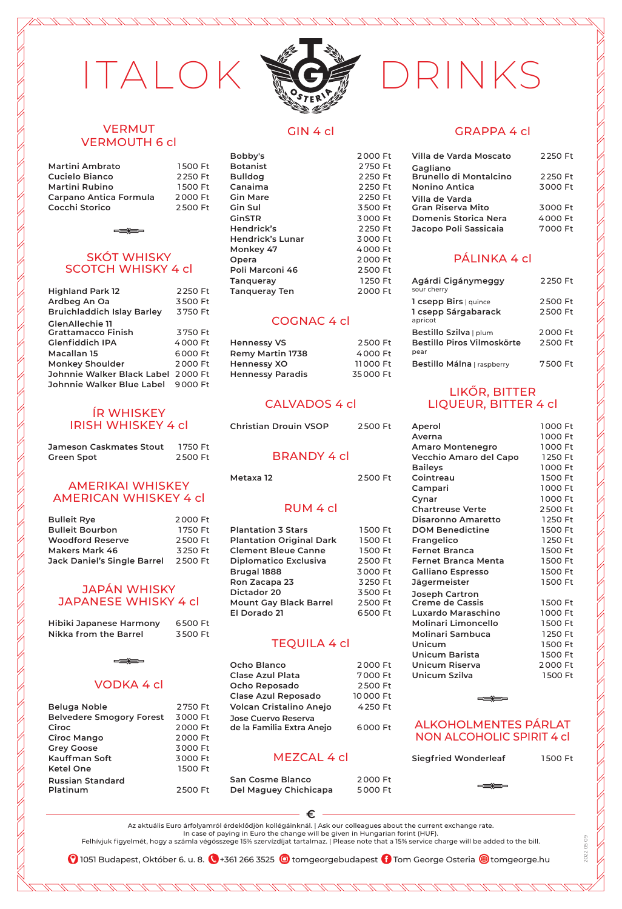# ITALOK DRINKS

## VERMUT / VERMOUTH 6 cl

| | |
|---|---|
| Martini Ambrato | 1500 Ft |
| Cucielo Bianco | 2250 Ft |
| Martini Rubino | 1500 Ft |
| Carpano Antica Formula | 2000 Ft |
| Cocchi Storico | 2500 Ft |

## SKÓT WHISKY / SCOTCH WHISKY 4 cl

| | |
|---|---|
| Highland Park 12 | 2250 Ft |
| Ardbeg An Oa | 3500 Ft |
| Bruichladdich Islay Barley | 3750 Ft |
| GlenAllechie 11 Grattamacco Finish | 3750 Ft |
| Glenfiddich IPA | 4000 Ft |
| Macallan 15 | 6000 Ft |
| Monkey Shoulder | 2000 Ft |
| Johnnie Walker Black Label | 2000 Ft |
| Johnnie Walker Blue Label | 9000 Ft |

## ÍR WHISKEY / IRISH WHISKEY 4 cl

| | |
|---|---|
| Jameson Caskmates Stout | 1750 Ft |
| Green Spot | 2500 Ft |

## AMERIKAI WHISKEY / AMERICAN WHISKEY 4 cl

| | |
|---|---|
| Bulleit Rye | 2000 Ft |
| Bulleit Bourbon | 1750 Ft |
| Woodford Reserve | 2500 Ft |
| Makers Mark 46 | 3250 Ft |
| Jack Daniel's Single Barrel | 2500 Ft |

## JAPÁN WHISKY / JAPANESE WHISKY 4 cl

| | |
|---|---|
| Hibiki Japanese Harmony | 6500 Ft |
| Nikka from the Barrel | 3500 Ft |

## VODKA 4 cl

| | |
|---|---|
| Beluga Noble | 2750 Ft |
| Belvedere Smogory Forest | 3000 Ft |
| Cîroc | 2000 Ft |
| Cîroc Mango | 2000 Ft |
| Grey Goose | 3000 Ft |
| Kauffman Soft | 3000 Ft |
| Ketel One | 1500 Ft |
| Russian Standard Platinum | 2500 Ft |

## GIN 4 cl

| | |
|---|---|
| Bobby's | 2000 Ft |
| Botanist | 2750 Ft |
| Bulldog | 2250 Ft |
| Canaima | 2250 Ft |
| Gin Mare | 2250 Ft |
| Gin Sul | 3500 Ft |
| GinSTR | 3000 Ft |
| Hendrick's | 2250 Ft |
| Hendrick's Lunar | 3000 Ft |
| Monkey 47 | 4000 Ft |
| Opera | 2000 Ft |
| Poli Marconi 46 | 2500 Ft |
| Tanqueray | 1250 Ft |
| Tanqueray Ten | 2000 Ft |

## COGNAC 4 cl

| | |
|---|---|
| Hennessy VS | 2500 Ft |
| Remy Martin 1738 | 4000 Ft |
| Hennessy XO | 11000 Ft |
| Hennessy Paradis | 35000 Ft |

## CALVADOS 4 cl

| | |
|---|---|
| Christian Drouin VSOP | 2500 Ft |

## BRANDY 4 cl

| | |
|---|---|
| Metaxa 12 | 2500 Ft |

## RUM 4 cl

| | |
|---|---|
| Plantation 3 Stars | 1500 Ft |
| Plantation Original Dark | 1500 Ft |
| Clement Bleue Canne | 1500 Ft |
| Diplomatico Exclusiva | 2500 Ft |
| Brugal 1888 | 3000 Ft |
| Ron Zacapa 23 | 3250 Ft |
| Dictador 20 | 3500 Ft |
| Mount Gay Black Barrel | 2500 Ft |
| El Dorado 21 | 6500 Ft |

## TEQUILA 4 cl

| | |
|---|---|
| Ocho Blanco | 2000 Ft |
| Clase Azul Plata | 7000 Ft |
| Ocho Reposado | 2500 Ft |
| Clase Azul Reposado | 10000 Ft |
| Volcan Cristalino Anejo | 4250 Ft |
| Jose Cuervo Reserva de la Familia Extra Anejo | 6000 Ft |

## MEZCAL 4 cl

| | |
|---|---|
| San Cosme Blanco | 2000 Ft |
| Del Maguey Chichicapa | 5000 Ft |

## GRAPPA 4 cl

| | |
|---|---|
| Villa de Varda Moscato | 2250 Ft |
| Gagliano Brunello di Montalcino | 2250 Ft |
| Nonino Antica | 3000 Ft |
| Villa de Varda Gran Riserva Mito | 3000 Ft |
| Domenis Storica Nera | 4000 Ft |
| Jacopo Poli Sassicaia | 7000 Ft |

## PÁLINKA 4 cl

| | |
|---|---|
| Agárdi Cigánymeggy (sour cherry) | 2250 Ft |
| 1 csepp Birs \| quince | 2500 Ft |
| 1 csepp Sárgabarack (apricot) | 2500 Ft |
| Bestillo Szilva \| plum | 2000 Ft |
| Bestillo Piros Vilmoskörte (pear) | 2500 Ft |
| Bestillo Málna \| raspberry | 7500 Ft |

## LIKŐR, BITTER / LIQUEUR, BITTER 4 cl

| | |
|---|---|
| Aperol | 1000 Ft |
| Averna | 1000 Ft |
| Amaro Montenegro | 1000 Ft |
| Vecchio Amaro del Capo | 1250 Ft |
| Baileys | 1000 Ft |
| Cointreau | 1500 Ft |
| Campari | 1000 Ft |
| Cynar | 1000 Ft |
| Chartreuse Verte | 2500 Ft |
| Disaronno Amaretto | 1250 Ft |
| DOM Benedictine | 1500 Ft |
| Frangelico | 1250 Ft |
| Fernet Branca | 1500 Ft |
| Fernet Branca Menta | 1500 Ft |
| Galliano Espresso | 1500 Ft |
| Jägermeister | 1500 Ft |
| Joseph Cartron Creme de Cassis | 1500 Ft |
| Luxardo Maraschino | 1000 Ft |
| Molinari Limoncello | 1500 Ft |
| Molinari Sambuca | 1250 Ft |
| Unicum | 1500 Ft |
| Unicum Barista | 1500 Ft |
| Unicum Riserva | 2000 Ft |
| Unicum Szilva | 1500 Ft |

## ALKOHOLMENTES PÁRLAT / NON ALCOHOLIC SPIRIT 4 cl

| | |
|---|---|
| Siegfried Wonderleaf | 1500 Ft |

€

Az aktuális Euro árfolyamról érdeklődjön kollégáinknál. | Ask our colleagues about the current exchange rate.
In case of paying in Euro the change will be given in Hungarian forint (HUF).
Felhívjuk figyelmét, hogy a számla végösszege 15% szervízdíjat tartalmaz. | Please note that a 15% service charge will be added to the bill.

1051 Budapest, Október 6. u. 8. · +361 266 3525 · tomgeorgebudapest · Tom George Osteria · tomgeorge.hu

2022 05 09